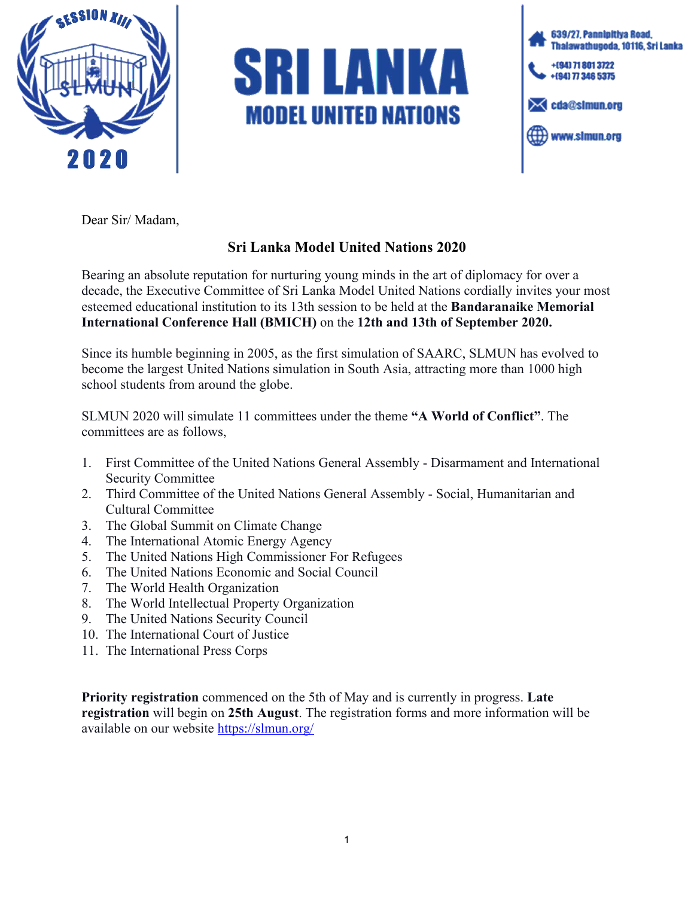SESSION XIII
SLMUN
2020

# SRI LANKA
## MODEL UNITED NATIONS

639/27, Pannipitiya Road, Thalawathugoda, 10116, Sri Lanka
+(94) 71 801 3722
+(94) 77 346 5375
cda@slmun.org
www.slmun.org

Dear Sir/ Madam,

**Sri Lanka Model United Nations 2020**

Bearing an absolute reputation for nurturing young minds in the art of diplomacy for over a decade, the Executive Committee of Sri Lanka Model United Nations cordially invites your most esteemed educational institution to its 13th session to be held at the **Bandaranaike Memorial International Conference Hall (BMICH)** on the **12th and 13th of September 2020.**

Since its humble beginning in 2005, as the first simulation of SAARC, SLMUN has evolved to become the largest United Nations simulation in South Asia, attracting more than 1000 high school students from around the globe.

SLMUN 2020 will simulate 11 committees under the theme **"A World of Conflict"**. The committees are as follows,

1. First Committee of the United Nations General Assembly - Disarmament and International Security Committee
2. Third Committee of the United Nations General Assembly - Social, Humanitarian and Cultural Committee
3. The Global Summit on Climate Change
4. The International Atomic Energy Agency
5. The United Nations High Commissioner For Refugees
6. The United Nations Economic and Social Council
7. The World Health Organization
8. The World Intellectual Property Organization
9. The United Nations Security Council
10. The International Court of Justice
11. The International Press Corps

**Priority registration** commenced on the 5th of May and is currently in progress. **Late registration** will begin on **25th August**. The registration forms and more information will be available on our website https://slmun.org/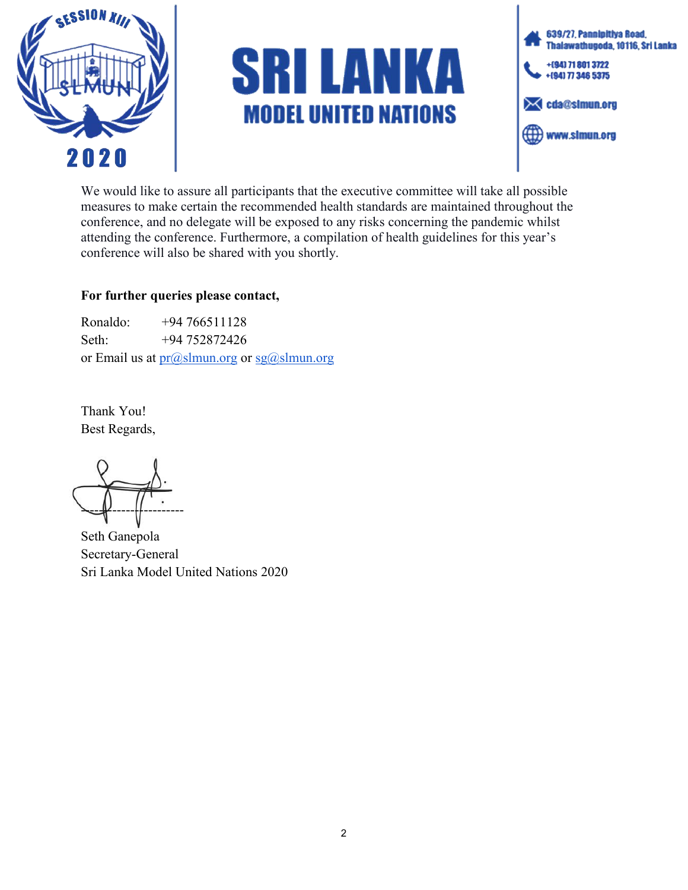We would like to assure all participants that the executive committee will take all possible measures to make certain the recommended health standards are maintained throughout the conference, and no delegate will be exposed to any risks concerning the pandemic whilst attending the conference. Furthermore, a compilation of health guidelines for this year's conference will also be shared with you shortly.

**For further queries please contact,**

Ronaldo: +94 766511128
Seth: +94 752872426
or Email us at pr@slmun.org or sg@slmun.org

Thank You!
Best Regards,

--------------------------
Seth Ganepola
Secretary-General
Sri Lanka Model United Nations 2020